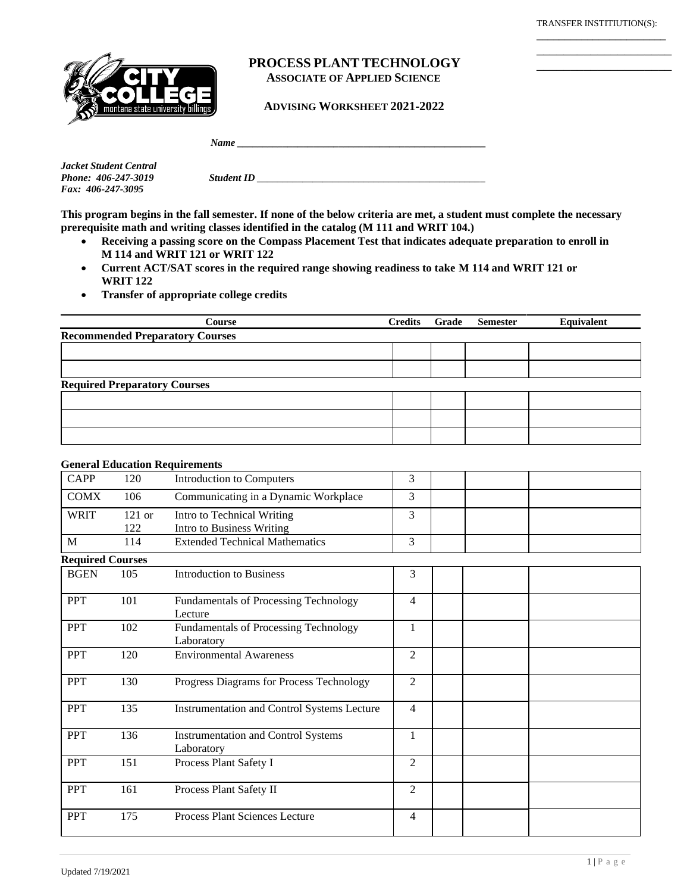TRANSFER INSTITIUTION(S):

___________________________

___________________________

___________________________

# PROCESS PLANT TECHNOLOGY

**ASSOCIATE OF APPLIED SCIENCE**

**ADVISING WORKSHEET 2021-2022**

*Name* ___________________________________________________

*Jacket Student Central*
*Phone: 406-247-3019*
*Fax: 406-247-3095*

*Student ID* ______________________________________________

**This program begins in the fall semester. If none of the below criteria are met, a student must complete the necessary prerequisite math and writing classes identified in the catalog (M 111 and WRIT 104.)**

- **Receiving a passing score on the Compass Placement Test that indicates adequate preparation to enroll in M 114 and WRIT 121 or WRIT 122**
- **Current ACT/SAT scores in the required range showing readiness to take M 114 and WRIT 121 or WRIT 122**
- **Transfer of appropriate college credits**

| Course | | | Credits | Grade | Semester | Equivalent |
|---|---|---|---|---|---|---|
| **Recommended Preparatory Courses** | | | | | | |
| | | | | | | |
| | | | | | | |
| **Required Preparatory Courses** | | | | | | |
| | | | | | | |
| | | | | | | |
| | | | | | | |
| **General Education Requirements** | | | | | | |
| CAPP | 120 | Introduction to Computers | 3 | | | |
| COMX | 106 | Communicating in a Dynamic Workplace | 3 | | | |
| WRIT | 121 or 122 | Intro to Technical Writing<br>Intro to Business Writing | 3 | | | |
| M | 114 | Extended Technical Mathematics | 3 | | | |
| **Required Courses** | | | | | | |
| BGEN | 105 | Introduction to Business | 3 | | | |
| PPT | 101 | Fundamentals of Processing Technology Lecture | 4 | | | |
| PPT | 102 | Fundamentals of Processing Technology Laboratory | 1 | | | |
| PPT | 120 | Environmental Awareness | 2 | | | |
| PPT | 130 | Progress Diagrams for Process Technology | 2 | | | |
| PPT | 135 | Instrumentation and Control Systems Lecture | 4 | | | |
| PPT | 136 | Instrumentation and Control Systems Laboratory | 1 | | | |
| PPT | 151 | Process Plant Safety I | 2 | | | |
| PPT | 161 | Process Plant Safety II | 2 | | | |
| PPT | 175 | Process Plant Sciences Lecture | 4 | | | |

Updated 7/19/2021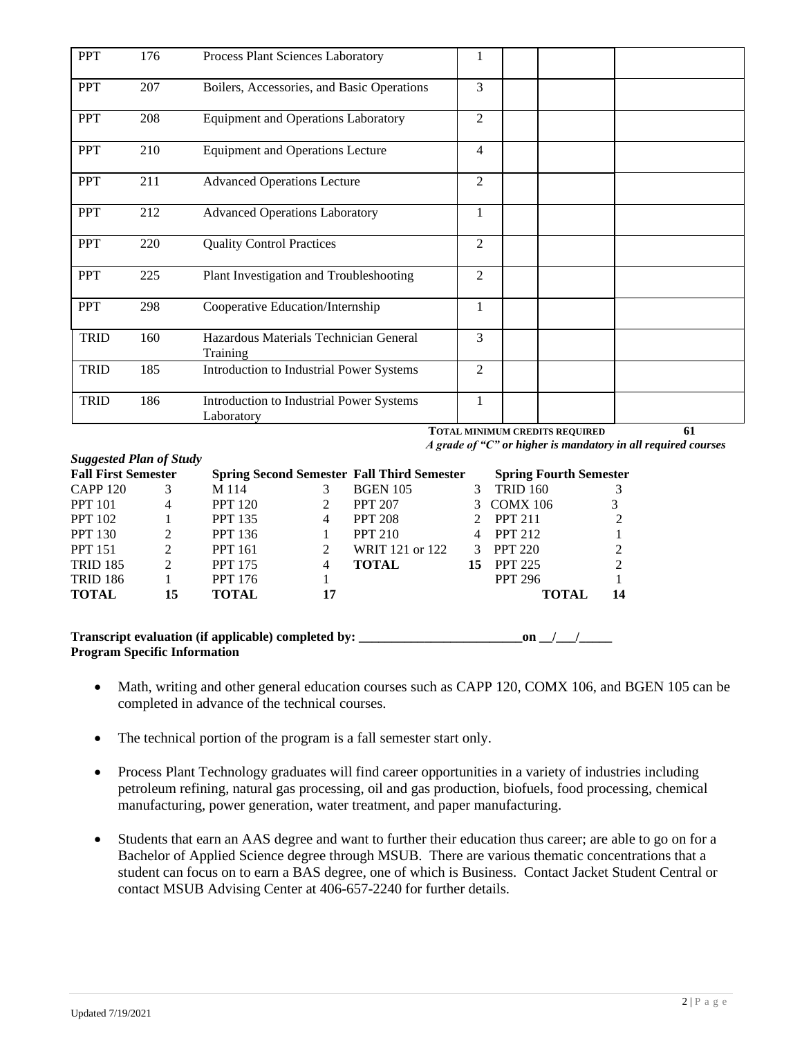| | | | | | | |
|---|---|---|---|---|---|---|
| PPT | 176 | Process Plant Sciences Laboratory | 1 | | | |
| PPT | 207 | Boilers, Accessories, and Basic Operations | 3 | | | |
| PPT | 208 | Equipment and Operations Laboratory | 2 | | | |
| PPT | 210 | Equipment and Operations Lecture | 4 | | | |
| PPT | 211 | Advanced Operations Lecture | 2 | | | |
| PPT | 212 | Advanced Operations Laboratory | 1 | | | |
| PPT | 220 | Quality Control Practices | 2 | | | |
| PPT | 225 | Plant Investigation and Troubleshooting | 2 | | | |
| PPT | 298 | Cooperative Education/Internship | 1 | | | |
| TRID | 160 | Hazardous Materials Technician General Training | 3 | | | |
| TRID | 185 | Introduction to Industrial Power Systems | 2 | | | |
| TRID | 186 | Introduction to Industrial Power Systems Laboratory | 1 | | | |

**TOTAL MINIMUM CREDITS REQUIRED** **61**

***A grade of "C" or higher is mandatory in all required courses***

***Suggested Plan of Study***

| **Fall First Semester** | | **Spring Second Semester** | | **Fall Third Semester** | | **Spring Fourth Semester** | |
|---|---|---|---|---|---|---|---|
| CAPP 120 | 3 | M 114 | 3 | BGEN 105 | 3 | TRID 160 | 3 |
| PPT 101 | 4 | PPT 120 | 2 | PPT 207 | 3 | COMX 106 | 3 |
| PPT 102 | 1 | PPT 135 | 4 | PPT 208 | 2 | PPT 211 | 2 |
| PPT 130 | 2 | PPT 136 | 1 | PPT 210 | 4 | PPT 212 | 1 |
| PPT 151 | 2 | PPT 161 | 2 | WRIT 121 or 122 | 3 | PPT 220 | 2 |
| TRID 185 | 2 | PPT 175 | 4 | **TOTAL** | **15** | PPT 225 | 2 |
| TRID 186 | 1 | PPT 176 | 1 | | | PPT 296 | 1 |
| **TOTAL** | **15** | **TOTAL** | **17** | | | **TOTAL** | **14** |

**Transcript evaluation (if applicable) completed by: _________________________on __/___/_____**

**Program Specific Information**

- Math, writing and other general education courses such as CAPP 120, COMX 106, and BGEN 105 can be completed in advance of the technical courses.
- The technical portion of the program is a fall semester start only.
- Process Plant Technology graduates will find career opportunities in a variety of industries including petroleum refining, natural gas processing, oil and gas production, biofuels, food processing, chemical manufacturing, power generation, water treatment, and paper manufacturing.
- Students that earn an AAS degree and want to further their education thus career; are able to go on for a Bachelor of Applied Science degree through MSUB. There are various thematic concentrations that a student can focus on to earn a BAS degree, one of which is Business. Contact Jacket Student Central or contact MSUB Advising Center at 406-657-2240 for further details.

Updated 7/19/2021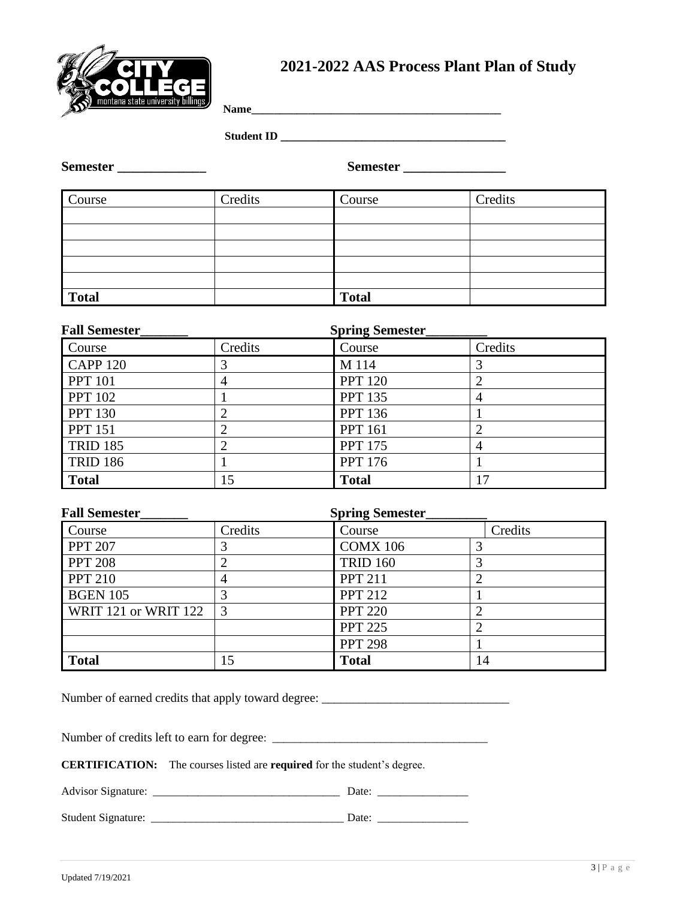# 2021-2022 AAS Process Plant Plan of Study

**Name**___________________________________________

**Student ID** ______________________________________

**Semester** _____________ **Semester** _______________

| Course | Credits | Course | Credits |
|---|---|---|---|
| | | | |
| | | | |
| | | | |
| | | | |
| | | | |
| **Total** | | **Total** | |

**Fall Semester**_______ **Spring Semester**_________

| Course | Credits | Course | Credits |
|---|---|---|---|
| CAPP 120 | 3 | M 114 | 3 |
| PPT 101 | 4 | PPT 120 | 2 |
| PPT 102 | 1 | PPT 135 | 4 |
| PPT 130 | 2 | PPT 136 | 1 |
| PPT 151 | 2 | PPT 161 | 2 |
| TRID 185 | 2 | PPT 175 | 4 |
| TRID 186 | 1 | PPT 176 | 1 |
| **Total** | 15 | **Total** | 17 |

**Fall Semester**_______ **Spring Semester**_________

| Course | Credits | Course | Credits |
|---|---|---|---|
| PPT 207 | 3 | COMX 106 | 3 |
| PPT 208 | 2 | TRID 160 | 3 |
| PPT 210 | 4 | PPT 211 | 2 |
| BGEN 105 | 3 | PPT 212 | 1 |
| WRIT 121 or WRIT 122 | 3 | PPT 220 | 2 |
| | | PPT 225 | 2 |
| | | PPT 298 | 1 |
| **Total** | 15 | **Total** | 14 |

Number of earned credits that apply toward degree: ______________________________

Number of credits left to earn for degree: ___________________________________

**CERTIFICATION:** The courses listed are **required** for the student's degree.

Advisor Signature: ________________________________ Date: ________________

Student Signature: _________________________________ Date: ________________

Updated 7/19/2021